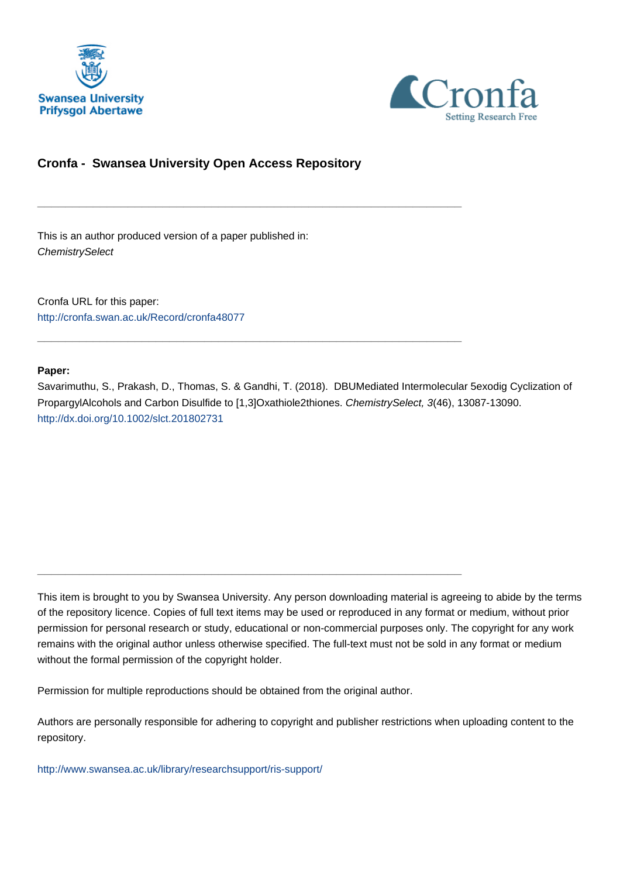Swansea University
Prifysgol Abertawe

Cronfa
Setting Research Free

## Cronfa - Swansea University Open Access Repository

---

This is an author produced version of a paper published in:
*ChemistrySelect*

Cronfa URL for this paper:
http://cronfa.swan.ac.uk/Record/cronfa48077

---

**Paper:**
Savarimuthu, S., Prakash, D., Thomas, S. & Gandhi, T. (2018). DBUMediated Intermolecular 5exodig Cyclization of PropargylAlcohols and Carbon Disulfide to [1,3]Oxathiole2thiones. *ChemistrySelect, 3*(46), 13087-13090.
http://dx.doi.org/10.1002/slct.201802731

---

This item is brought to you by Swansea University. Any person downloading material is agreeing to abide by the terms of the repository licence. Copies of full text items may be used or reproduced in any format or medium, without prior permission for personal research or study, educational or non-commercial purposes only. The copyright for any work remains with the original author unless otherwise specified. The full-text must not be sold in any format or medium without the formal permission of the copyright holder.

Permission for multiple reproductions should be obtained from the original author.

Authors are personally responsible for adhering to copyright and publisher restrictions when uploading content to the repository.

http://www.swansea.ac.uk/library/researchsupport/ris-support/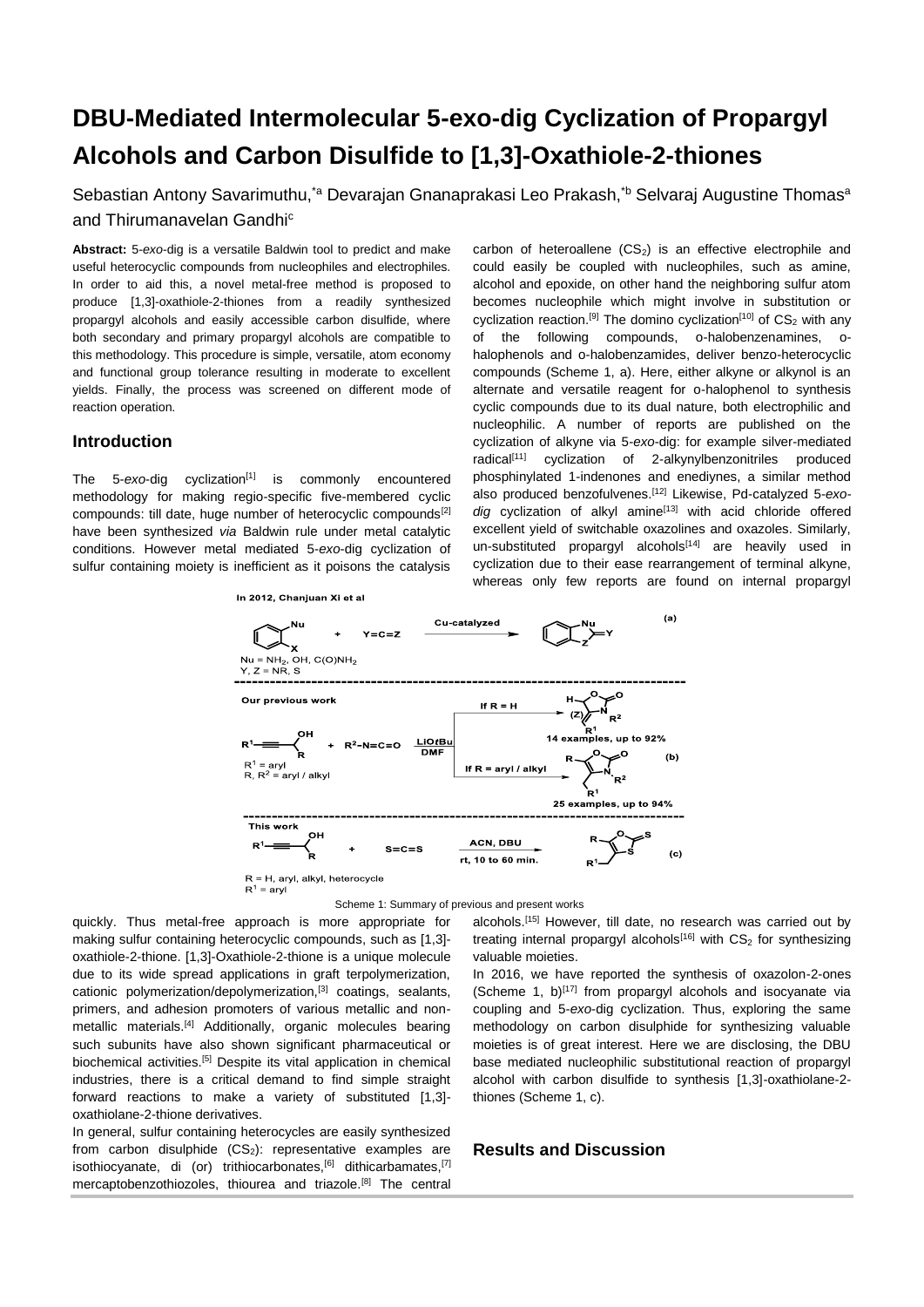# DBU-Mediated Intermolecular 5-exo-dig Cyclization of Propargyl Alcohols and Carbon Disulfide to [1,3]-Oxathiole-2-thiones

Sebastian Antony Savarimuthu,[*a] Devarajan Gnanaprakasi Leo Prakash,[*b] Selvaraj Augustine Thomas[a] and Thirumanavelan Gandhi[c]

**Abstract:** 5-*exo*-dig is a versatile Baldwin tool to predict and make useful heterocyclic compounds from nucleophiles and electrophiles. In order to aid this, a novel metal-free method is proposed to produce [1,3]-oxathiole-2-thiones from a readily synthesized propargyl alcohols and easily accessible carbon disulfide, where both secondary and primary propargyl alcohols are compatible to this methodology. This procedure is simple, versatile, atom economy and functional group tolerance resulting in moderate to excellent yields. Finally, the process was screened on different mode of reaction operation.

## Introduction

The 5-*exo*-dig cyclization[1] is commonly encountered methodology for making regio-specific five-membered cyclic compounds: till date, huge number of heterocyclic compounds[2] have been synthesized *via* Baldwin rule under metal catalytic conditions. However metal mediated 5-*exo*-dig cyclization of sulfur containing moiety is inefficient as it poisons the catalysis quickly. Thus metal-free approach is more appropriate for making sulfur containing heterocyclic compounds, such as [1,3]-oxathiole-2-thione. [1,3]-Oxathiole-2-thione is a unique molecule due to its wide spread applications in graft terpolymerization, cationic polymerization/depolymerization,[3] coatings, sealants, primers, and adhesion promoters of various metallic and non-metallic materials.[4] Additionally, organic molecules bearing such subunits have also shown significant pharmaceutical or biochemical activities.[5] Despite its vital application in chemical industries, there is a critical demand to find simple straight forward reactions to make a variety of substituted [1,3]-oxathiolane-2-thione derivatives.

In general, sulfur containing heterocycles are easily synthesized from carbon disulphide ($CS_2$): representative examples are isothiocyanate, di (or) trithiocarbonates,[6] dithicarbamates,[7] mercaptobenzothiozoles, thiourea and triazole.[8] The central carbon of heteroallene ($CS_2$) is an effective electrophile and could easily be coupled with nucleophiles, such as amine, alcohol and epoxide, on other hand the neighboring sulfur atom becomes nucleophile which might involve in substitution or cyclization reaction.[9] The domino cyclization[10] of $CS_2$ with any of the following compounds, o-halobenzenamines, o-halophenols and o-halobenzamides, deliver benzo-heterocyclic compounds (Scheme 1, a). Here, either alkyne or alkynol is an alternate and versatile reagent for o-halophenol to synthesis cyclic compounds due to its dual nature, both electrophilic and nucleophilic. A number of reports are published on the cyclization of alkyne via 5-*exo*-dig: for example silver-mediated radical[11] cyclization of 2-alkynylbenzonitriles produced phosphinylated 1-indenones and enediynes, a similar method also produced benzofulvenes.[12] Likewise, Pd-catalyzed 5-*exo-dig* cyclization of alkyl amine[13] with acid chloride offered excellent yield of switchable oxazolines and oxazoles. Similarly, un-substituted propargyl alcohols[14] are heavily used in cyclization due to their ease rearrangement of terminal alkyne, whereas only few reports are found on internal propargyl alcohols.[15] However, till date, no research was carried out by treating internal propargyl alcohols[16] with $CS_2$ for synthesizing valuable moieties.

In 2016, we have reported the synthesis of oxazolon-2-ones (Scheme 1, b)[17] from propargyl alcohols and isocyanate via coupling and 5-*exo*-dig cyclization. Thus, exploring the same methodology on carbon disulphide for synthesizing valuable moieties is of great interest. Here we are disclosing, the DBU base mediated nucleophilic substitutional reaction of propargyl alcohol with carbon disulfide to synthesis [1,3]-oxathiolane-2-thiones (Scheme 1, c).

Scheme 1: Summary of previous and present works

## Results and Discussion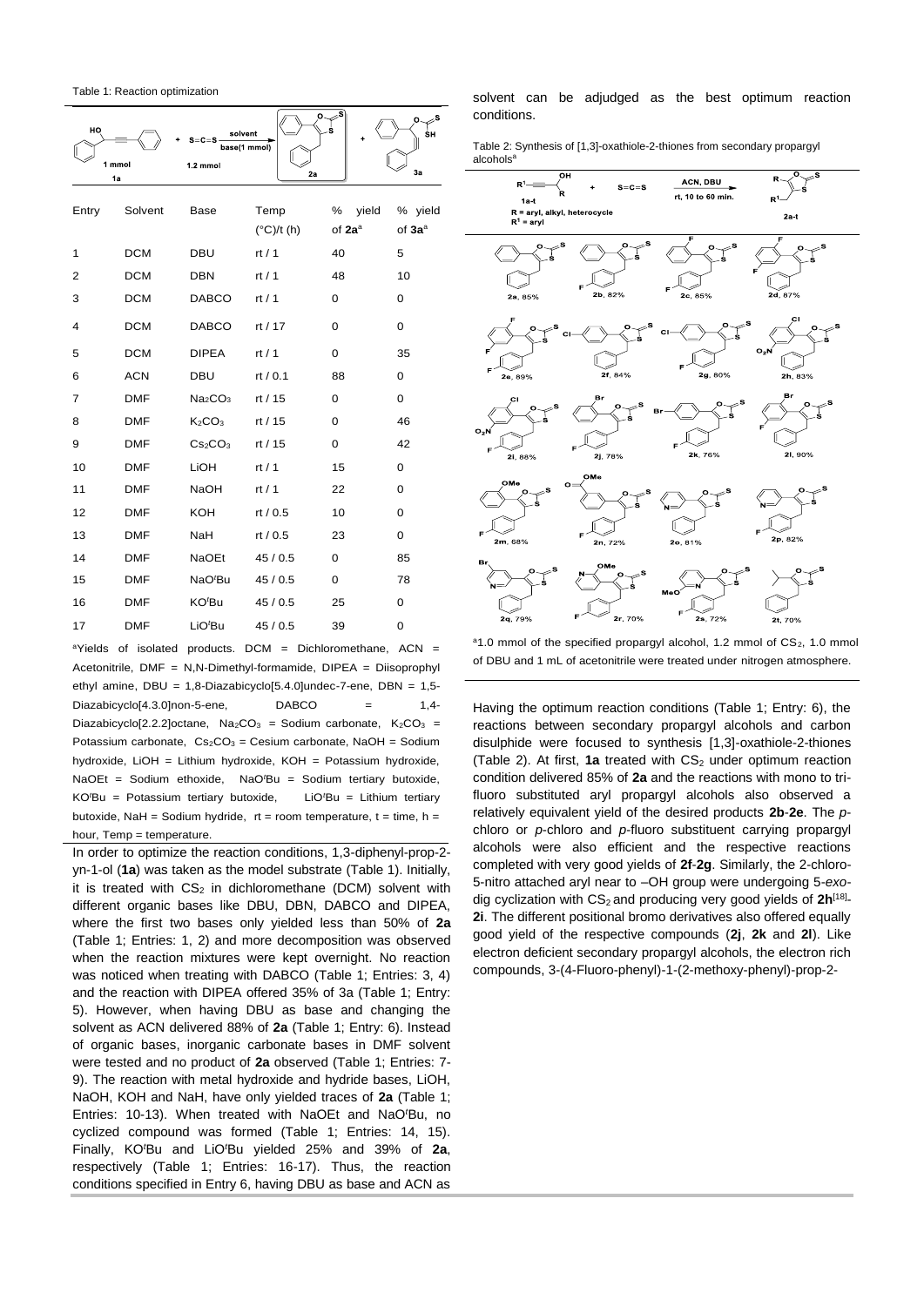Table 1: Reaction optimization

| Entry | Solvent | Base | Temp (°C)/t (h) | % yield of **2a**[a] | % yield of **3a**[a] |
|---|---|---|---|---|---|
| 1 | DCM | DBU | rt / 1 | 40 | 5 |
| 2 | DCM | DBN | rt / 1 | 48 | 10 |
| 3 | DCM | DABCO | rt / 1 | 0 | 0 |
| 4 | DCM | DABCO | rt / 17 | 0 | 0 |
| 5 | DCM | DIPEA | rt / 1 | 0 | 35 |
| 6 | ACN | DBU | rt / 0.1 | 88 | 0 |
| 7 | DMF | $Na_2CO_3$ | rt / 15 | 0 | 0 |
| 8 | DMF | $K_2CO_3$ | rt / 15 | 0 | 46 |
| 9 | DMF | $Cs_2CO_3$ | rt / 15 | 0 | 42 |
| 10 | DMF | LiOH | rt / 1 | 15 | 0 |
| 11 | DMF | NaOH | rt / 1 | 22 | 0 |
| 12 | DMF | KOH | rt / 0.5 | 10 | 0 |
| 13 | DMF | NaH | rt / 0.5 | 23 | 0 |
| 14 | DMF | NaOEt | 45 / 0.5 | 0 | 85 |
| 15 | DMF | NaO$^t$Bu | 45 / 0.5 | 0 | 78 |
| 16 | DMF | KO$^t$Bu | 45 / 0.5 | 25 | 0 |
| 17 | DMF | LiO$^t$Bu | 45 / 0.5 | 39 | 0 |

[a]Yields of isolated products. DCM = Dichloromethane, ACN = Acetonitrile, DMF = N,N-Dimethyl-formamide, DIPEA = Diisoprophyl ethyl amine, DBU = 1,8-Diazabicyclo[5.4.0]undec-7-ene, DBN = 1,5-Diazabicyclo[4.3.0]non-5-ene, DABCO = 1,4-Diazabicyclo[2.2.2]octane, $Na_2CO_3$ = Sodium carbonate, $K_2CO_3$ = Potassium carbonate, $Cs_2CO_3$ = Cesium carbonate, NaOH = Sodium hydroxide, LiOH = Lithium hydroxide, KOH = Potassium hydroxide, NaOEt = Sodium ethoxide, NaO$^t$Bu = Sodium tertiary butoxide, KO$^t$Bu = Potassium tertiary butoxide, LiO$^t$Bu = Lithium tertiary butoxide, NaH = Sodium hydride, rt = room temperature, t = time, h = hour, Temp = temperature.

In order to optimize the reaction conditions, 1,3-diphenyl-prop-2-yn-1-ol (**1a**) was taken as the model substrate (Table 1). Initially, it is treated with $CS_2$ in dichloromethane (DCM) solvent with different organic bases like DBU, DBN, DABCO and DIPEA, where the first two bases only yielded less than 50% of **2a** (Table 1; Entries: 1, 2) and more decomposition was observed when the reaction mixtures were kept overnight. No reaction was noticed when treating with DABCO (Table 1; Entries: 3, 4) and the reaction with DIPEA offered 35% of 3a (Table 1; Entry: 5). However, when having DBU as base and changing the solvent as ACN delivered 88% of **2a** (Table 1; Entry: 6). Instead of organic bases, inorganic carbonate bases in DMF solvent were tested and no product of **2a** observed (Table 1; Entries: 7-9). The reaction with metal hydroxide and hydride bases, LiOH, NaOH, KOH and NaH, have only yielded traces of **2a** (Table 1; Entries: 10-13). When treated with NaOEt and NaO$^t$Bu, no cyclized compound was formed (Table 1; Entries: 14, 15). Finally, KO$^t$Bu and LiO$^t$Bu yielded 25% and 39% of **2a**, respectively (Table 1; Entries: 16-17). Thus, the reaction conditions specified in Entry 6, having DBU as base and ACN as solvent can be adjudged as the best optimum reaction conditions.

Table 2: Synthesis of [1,3]-oxathiole-2-thiones from secondary propargyl alcohols[a]

[a]1.0 mmol of the specified propargyl alcohol, 1.2 mmol of $CS_2$, 1.0 mmol of DBU and 1 mL of acetonitrile were treated under nitrogen atmosphere.

Having the optimum reaction conditions (Table 1; Entry: 6), the reactions between secondary propargyl alcohols and carbon disulphide were focused to synthesis [1,3]-oxathiole-2-thiones (Table 2). At first, **1a** treated with $CS_2$ under optimum reaction condition delivered 85% of **2a** and the reactions with mono to tri-fluoro substituted aryl propargyl alcohols also observed a relatively equivalent yield of the desired products **2b**-**2e**. The *p*-chloro or *p*-chloro and *p*-fluoro substituent carrying propargyl alcohols were also efficient and the respective reactions completed with very good yields of **2f**-**2g**. Similarly, the 2-chloro-5-nitro attached aryl near to –OH group were undergoing 5-*exo*-dig cyclization with $CS_2$ and producing very good yields of **2h**[18]-**2i**. The different positional bromo derivatives also offered equally good yield of the respective compounds (**2j**, **2k** and **2l**). Like electron deficient secondary propargyl alcohols, the electron rich compounds, 3-(4-Fluoro-phenyl)-1-(2-methoxy-phenyl)-prop-2-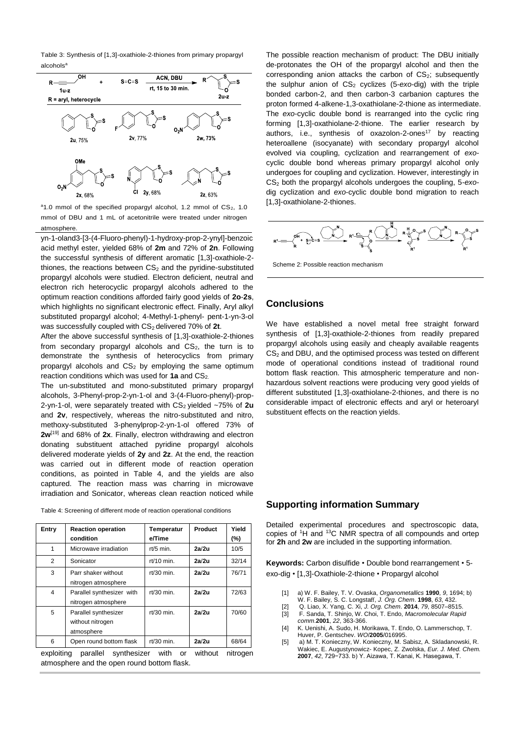Table 3: Synthesis of [1,3]-oxathiole-2-thiones from primary propargyl alcohols[a]

[a]1.0 mmol of the specified propargyl alcohol, 1.2 mmol of $CS_2$, 1.0 mmol of DBU and 1 mL of acetonitrile were treated under nitrogen atmosphere.

yn-1-oland3-[3-(4-Fluoro-phenyl)-1-hydroxy-prop-2-ynyl]-benzoic acid methyl ester, yielded 68% of **2m** and 72% of **2n**. Following the successful synthesis of different aromatic [1,3]-oxathiole-2-thiones, the reactions between $CS_2$ and the pyridine-substituted propargyl alcohols were studied. Electron deficient, neutral and electron rich heterocyclic propargyl alcohols adhered to the optimum reaction conditions afforded fairly good yields of **2o**-**2s**, which highlights no significant electronic effect. Finally, Aryl alkyl substituted propargyl alcohol; 4-Methyl-1-phenyl- pent-1-yn-3-ol was successfully coupled with $CS_2$ delivered 70% of **2t**.

After the above successful synthesis of [1,3]-oxathiole-2-thiones from secondary propargyl alcohols and $CS_2$, the turn is to demonstrate the synthesis of heterocyclics from primary propargyl alcohols and $CS_2$ by employing the same optimum reaction conditions which was used for **1a** and $CS_2$.

The un-substituted and mono-substituted primary propargyl alcohols, 3-Phenyl-prop-2-yn-1-ol and 3-(4-Fluoro-phenyl)-prop-2-yn-1-ol, were separately treated with $CS_2$ yielded ~75% of **2u** and **2v**, respectively, whereas the nitro-substituted and nitro, methoxy-substituted 3-phenylprop-2-yn-1-ol offered 73% of **2w**[19] and 68% of **2x**. Finally, electron withdrawing and electron donating substituent attached pyridine propargyl alcohols delivered moderate yields of **2y** and **2z**. At the end, the reaction was carried out in different mode of reaction operation conditions, as pointed in Table 4, and the yields are also captured. The reaction mass was charring in microwave irradiation and Sonicator, whereas clean reaction noticed while exploiting parallel synthesizer with or without nitrogen atmosphere and the open round bottom flask.

Table 4: Screening of different mode of reaction operational conditions

| Entry | Reaction operation condition | Temperature/Time | Product | Yield (%) |
|---|---|---|---|---|
| 1 | Microwave irradiation | rt/5 min. | **2a**/**2u** | 10/5 |
| 2 | Sonicator | rt/10 min. | **2a**/**2u** | 32/14 |
| 3 | Parr shaker without nitrogen atmosphere | rt/30 min. | **2a**/**2u** | 76/71 |
| 4 | Parallel synthesizer with nitrogen atmosphere | rt/30 min. | **2a**/**2u** | 72/63 |
| 5 | Parallel synthesizer without nitrogen atmosphere | rt/30 min. | **2a**/**2u** | 70/60 |
| 6 | Open round bottom flask | rt/30 min. | **2a**/**2u** | 68/64 |

The possible reaction mechanism of product: The DBU initially de-protonates the OH of the propargyl alcohol and then the corresponding anion attacks the carbon of $CS_2$; subsequently the sulphur anion of $CS_2$ cyclizes (5-*exo*-dig) with the triple bonded carbon-2, and then carbon-3 carbanion captures the proton formed 4-alkene-1,3-oxathiolane-2-thione as intermediate. The *exo*-cyclic double bond is rearranged into the cyclic ring forming [1,3]-oxathiolane-2-thione. The earlier research by authors, i.e., synthesis of oxazolon-2-ones[17] by reacting heteroallene (isocyanate) with secondary propargyl alcohol evolved via coupling, cyclization and rearrangement of *exo*-cyclic double bond whereas primary propargyl alcohol only undergoes for coupling and cyclization. However, interestingly in $CS_2$ both the propargyl alcohols undergoes the coupling, 5-*exo*-dig cyclization and *exo*-cyclic double bond migration to reach [1,3]-oxathiolane-2-thiones.

Scheme 2: Possible reaction mechanism

## Conclusions

We have established a novel metal free straight forward synthesis of [1,3]-oxathiole-2-thiones from readily prepared propargyl alcohols using easily and cheaply available reagents $CS_2$ and DBU, and the optimised process was tested on different mode of operational conditions instead of traditional round bottom flask reaction. This atmospheric temperature and non-hazardous solvent reactions were producing very good yields of different substituted [1,3]-oxathiolane-2-thiones, and there is no considerable impact of electronic effects and aryl or heteroaryl substituent effects on the reaction yields.

## Supporting information Summary

Detailed experimental procedures and spectroscopic data, copies of $^{1}H$ and $^{13}C$ NMR spectra of all compounds and ortep for **2h** and **2w** are included in the supporting information.

**Keywords:** Carbon disulfide • Double bond rearrangement • 5-exo-dig • [1,3]-Oxathiole-2-thione • Propargyl alcohol

[1] a) W. F. Bailey, T. V. Ovaska, *Organometallics* **1990**, *9*, 1694; b) W. F. Bailey, S. C. Longstaff, *J. Org. Chem*. **1998**, *63*, 432.
[2] Q. Liao, X. Yang, C. Xi, *J. Org. Chem*. **2014**, *79*, 8507–8515.
[3] F. Sanda, T. Shinjo, W. Choi, T. Endo, *Macromolecular Rapid comm*.**2001**, *22*, 363-366.
[4] K. Uenishi, A. Sudo, H. Morikawa, T. Endo, O. Lammerschop, T. Huver, P. Gentschev. *WO*/**2005**/016995.
[5] a) M. T. Konieczny, W. Konieczny, M. Sabisz, A. Skladanowski, R. Wakiec, E. Augustynowicz- Kopec, Z. Zwolska, *Eur. J. Med. Chem.* **2007**, *42*, 729−733. b) Y. Aizawa, T. Kanai, K. Hasegawa, T.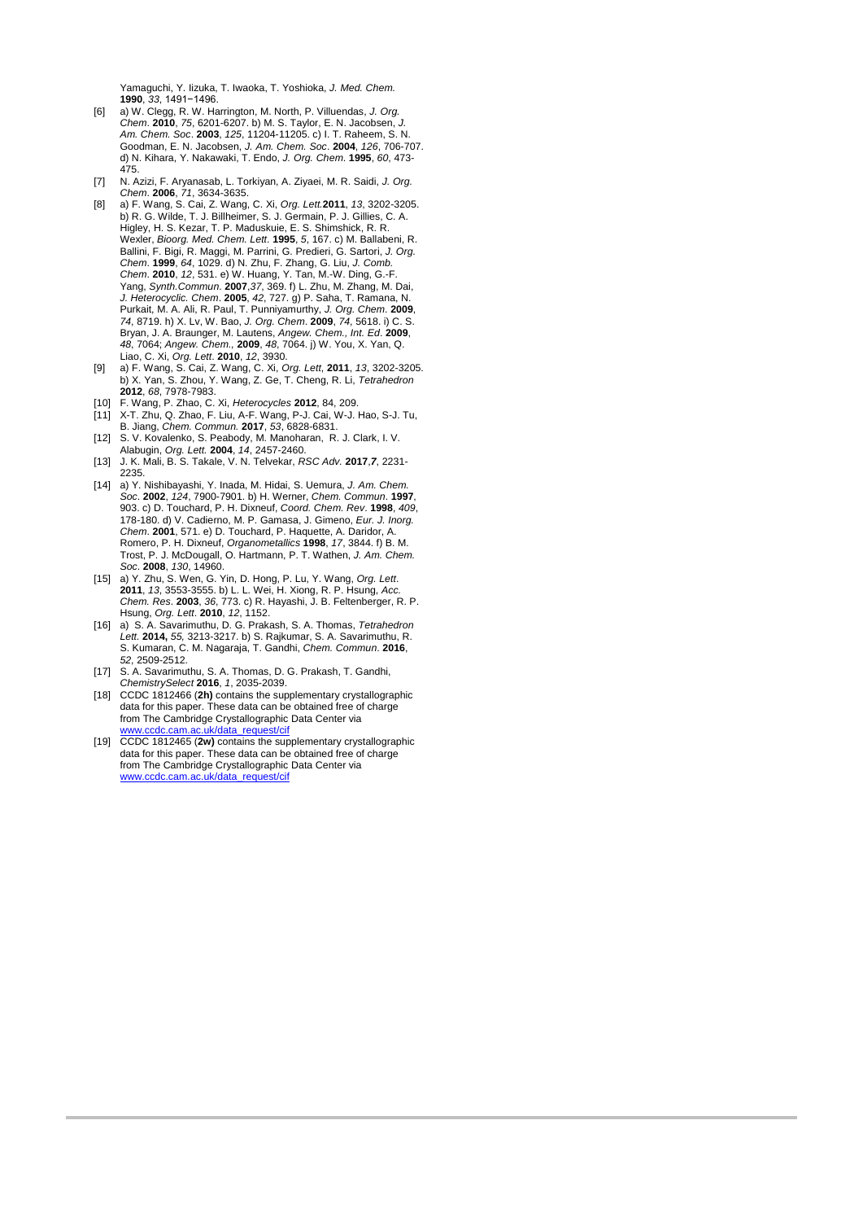Yamaguchi, Y. Iizuka, T. Iwaoka, T. Yoshioka, *J. Med. Chem.* **1990**, *33*, 1491−1496.

[6] a) W. Clegg, R. W. Harrington, M. North, P. Villuendas, *J. Org. Chem.* **2010**, *75*, 6201-6207. b) M. S. Taylor, E. N. Jacobsen, *J. Am. Chem. Soc*. **2003**, *125*, 11204-11205. c) I. T. Raheem, S. N. Goodman, E. N. Jacobsen, *J. Am. Chem. Soc.* **2004**, *126*, 706-707. d) N. Kihara, Y. Nakawaki, T. Endo, *J. Org. Chem.* **1995**, *60*, 473-475.

[7] N. Azizi, F. Aryanasab, L. Torkiyan, A. Ziyaei, M. R. Saidi, *J. Org. Chem.* **2006**, *71*, 3634-3635.

[8] a) F. Wang, S. Cai, Z. Wang, C. Xi, *Org. Lett.* **2011**, *13*, 3202-3205. b) R. G. Wilde, T. J. Billheimer, S. J. Germain, P. J. Gillies, C. A. Higley, H. S. Kezar, T. P. Maduskuie, E. S. Shimshick, R. R. Wexler, *Bioorg. Med. Chem. Lett*. **1995**, *5*, 167. c) M. Ballabeni, R. Ballini, F. Bigi, R. Maggi, M. Parrini, G. Predieri, G. Sartori, *J. Org. Chem*. **1999**, *64*, 1029. d) N. Zhu, F. Zhang, G. Liu, *J. Comb. Chem*. **2010**, *12*, 531. e) W. Huang, Y. Tan, M.-W. Ding, G.-F. Yang, *Synth.Commun*. **2007**,*37*, 369. f) L. Zhu, M. Zhang, M. Dai, *J. Heterocyclic. Chem*. **2005**, *42*, 727. g) P. Saha, T. Ramana, N. Purkait, M. A. Ali, R. Paul, T. Punniyamurthy, *J. Org. Chem*. **2009**, *74*, 8719. h) X. Lv, W. Bao, *J. Org. Chem*. **2009**, *74*, 5618. i) C. S. Bryan, J. A. Braunger, M. Lautens, *Angew. Chem., Int. Ed*. **2009**, *48*, 7064; *Angew. Chem.,* **2009**, *48*, 7064. j) W. You, X. Yan, Q. Liao, C. Xi, *Org. Lett*. **2010**, *12*, 3930.

[9] a) F. Wang, S. Cai, Z. Wang, C. Xi, *Org. Lett*, **2011**, *13*, 3202-3205. b) X. Yan, S. Zhou, Y. Wang, Z. Ge, T. Cheng, R. Li, *Tetrahedron* **2012**, *68*, 7978-7983.

[10] F. Wang, P. Zhao, C. Xi, *Heterocycles* **2012**, 84, 209.

[11] X-T. Zhu, Q. Zhao, F. Liu, A-F. Wang, P-J. Cai, W-J. Hao, S-J. Tu, B. Jiang, *Chem. Commun.* **2017**, *53*, 6828-6831.

[12] S. V. Kovalenko, S. Peabody, M. Manoharan, R. J. Clark, I. V. Alabugin, *Org. Lett.* **2004**, *14*, 2457-2460.

[13] J. K. Mali, B. S. Takale, V. N. Telvekar, *RSC Adv.* **2017**,*7*, 2231-2235.

[14] a) Y. Nishibayashi, Y. Inada, M. Hidai, S. Uemura, *J. Am. Chem. Soc*. **2002**, *124*, 7900-7901. b) H. Werner, *Chem. Commun*. **1997**, 903. c) D. Touchard, P. H. Dixneuf, *Coord. Chem. Rev*. **1998**, *409*, 178-180. d) V. Cadierno, M. P. Gamasa, J. Gimeno, *Eur. J. Inorg. Chem*. **2001**, 571. e) D. Touchard, P. Haquette, A. Daridor, A. Romero, P. H. Dixneuf, *Organometallics* **1998**, *17*, 3844. f) B. M. Trost, P. J. McDougall, O. Hartmann, P. T. Wathen, *J. Am. Chem. Soc.* **2008**, *130*, 14960.

[15] a) Y. Zhu, S. Wen, G. Yin, D. Hong, P. Lu, Y. Wang, *Org. Lett*. **2011**, *13*, 3553-3555. b) L. L. Wei, H. Xiong, R. P. Hsung, *Acc. Chem. Res*. **2003**, *36*, 773. c) R. Hayashi, J. B. Feltenberger, R. P. Hsung, *Org. Lett*. **2010**, *12*, 1152.

[16] a) S. A. Savarimuthu, D. G. Prakash, S. A. Thomas, *Tetrahedron Lett*. **2014,** *55*, 3213-3217. b) S. Rajkumar, S. A. Savarimuthu, R. S. Kumaran, C. M. Nagaraja, T. Gandhi, *Chem. Commun*. **2016**, *52*, 2509-2512.

[17] S. A. Savarimuthu, S. A. Thomas, D. G. Prakash, T. Gandhi, *ChemistrySelect* **2016**, *1*, 2035-2039.

[18] CCDC 1812466 (**2h)** contains the supplementary crystallographic data for this paper. These data can be obtained free of charge from The Cambridge Crystallographic Data Center via www.ccdc.cam.ac.uk/data_request/cif

[19] CCDC 1812465 (**2w)** contains the supplementary crystallographic data for this paper. These data can be obtained free of charge from The Cambridge Crystallographic Data Center via www.ccdc.cam.ac.uk/data_request/cif